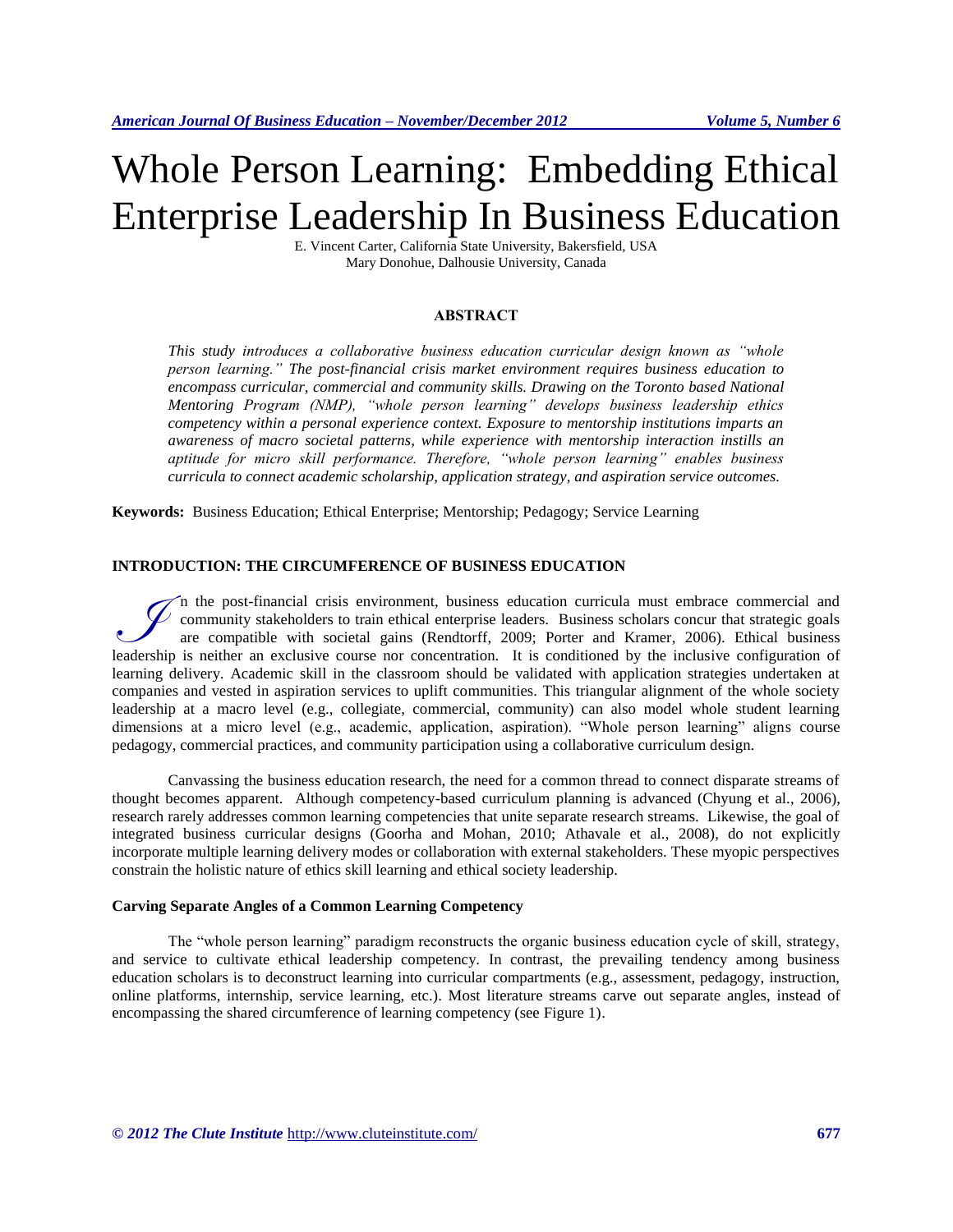# Whole Person Learning: Embedding Ethical Enterprise Leadership In Business Education

E. Vincent Carter, California State University, Bakersfield, USA
Mary Donohue, Dalhousie University, Canada

## ABSTRACT

*This study introduces a collaborative business education curricular design known as "whole person learning." The post-financial crisis market environment requires business education to encompass curricular, commercial and community skills. Drawing on the Toronto based National Mentoring Program (NMP), "whole person learning" develops business leadership ethics competency within a personal experience context. Exposure to mentorship institutions imparts an awareness of macro societal patterns, while experience with mentorship interaction instills an aptitude for micro skill performance. Therefore, "whole person learning" enables business curricula to connect academic scholarship, application strategy, and aspiration service outcomes.*

**Keywords:** Business Education; Ethical Enterprise; Mentorship; Pedagogy; Service Learning

## INTRODUCTION: THE CIRCUMFERENCE OF BUSINESS EDUCATION

In the post-financial crisis environment, business education curricula must embrace commercial and community stakeholders to train ethical enterprise leaders. Business scholars concur that strategic goals are compatible with societal gains (Rendtorff, 2009; Porter and Kramer, 2006). Ethical business leadership is neither an exclusive course nor concentration. It is conditioned by the inclusive configuration of learning delivery. Academic skill in the classroom should be validated with application strategies undertaken at companies and vested in aspiration services to uplift communities. This triangular alignment of the whole society leadership at a macro level (e.g., collegiate, commercial, community) can also model whole student learning dimensions at a micro level (e.g., academic, application, aspiration). "Whole person learning" aligns course pedagogy, commercial practices, and community participation using a collaborative curriculum design.

Canvassing the business education research, the need for a common thread to connect disparate streams of thought becomes apparent. Although competency-based curriculum planning is advanced (Chyung et al., 2006), research rarely addresses common learning competencies that unite separate research streams. Likewise, the goal of integrated business curricular designs (Goorha and Mohan, 2010; Athavale et al., 2008), do not explicitly incorporate multiple learning delivery modes or collaboration with external stakeholders. These myopic perspectives constrain the holistic nature of ethics skill learning and ethical society leadership.

### Carving Separate Angles of a Common Learning Competency

The "whole person learning" paradigm reconstructs the organic business education cycle of skill, strategy, and service to cultivate ethical leadership competency. In contrast, the prevailing tendency among business education scholars is to deconstruct learning into curricular compartments (e.g., assessment, pedagogy, instruction, online platforms, internship, service learning, etc.). Most literature streams carve out separate angles, instead of encompassing the shared circumference of learning competency (see Figure 1).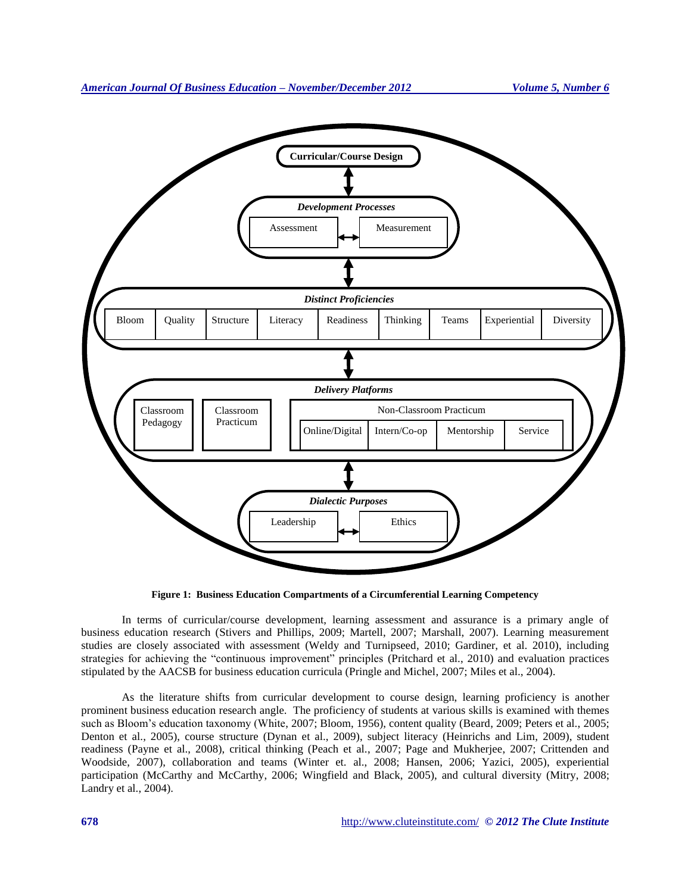Curricular/Course Design

*Development Processes*

Assessment ↔ Measurement

*Distinct Proficiencies*

Bloom | Quality | Structure | Literacy | Readiness | Thinking | Teams | Experiential | Diversity

*Delivery Platforms*

Classroom Pedagogy | Classroom Practicum | Non-Classroom Practicum: Online/Digital | Intern/Co-op | Mentorship | Service

*Dialectic Purposes*

Leadership ↔ Ethics

**Figure 1: Business Education Compartments of a Circumferential Learning Competency**

In terms of curricular/course development, learning assessment and assurance is a primary angle of business education research (Stivers and Phillips, 2009; Martell, 2007; Marshall, 2007). Learning measurement studies are closely associated with assessment (Weldy and Turnipseed, 2010; Gardiner, et al. 2010), including strategies for achieving the "continuous improvement" principles (Pritchard et al., 2010) and evaluation practices stipulated by the AACSB for business education curricula (Pringle and Michel, 2007; Miles et al., 2004).

As the literature shifts from curricular development to course design, learning proficiency is another prominent business education research angle. The proficiency of students at various skills is examined with themes such as Bloom's education taxonomy (White, 2007; Bloom, 1956), content quality (Beard, 2009; Peters et al., 2005; Denton et al., 2005), course structure (Dynan et al., 2009), subject literacy (Heinrichs and Lim, 2009), student readiness (Payne et al., 2008), critical thinking (Peach et al., 2007; Page and Mukherjee, 2007; Crittenden and Woodside, 2007), collaboration and teams (Winter et. al., 2008; Hansen, 2006; Yazici, 2005), experiential participation (McCarthy and McCarthy, 2006; Wingfield and Black, 2005), and cultural diversity (Mitry, 2008; Landry et al., 2004).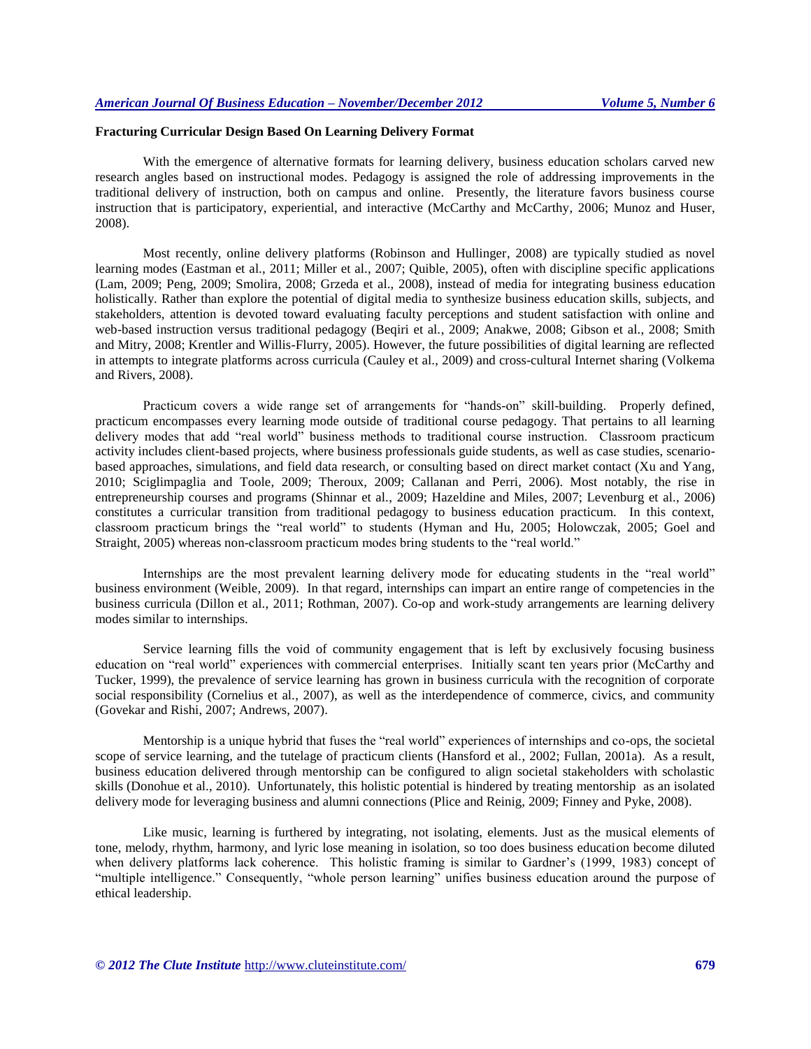**Fracturing Curricular Design Based On Learning Delivery Format**

With the emergence of alternative formats for learning delivery, business education scholars carved new research angles based on instructional modes. Pedagogy is assigned the role of addressing improvements in the traditional delivery of instruction, both on campus and online. Presently, the literature favors business course instruction that is participatory, experiential, and interactive (McCarthy and McCarthy, 2006; Munoz and Huser, 2008).

Most recently, online delivery platforms (Robinson and Hullinger, 2008) are typically studied as novel learning modes (Eastman et al., 2011; Miller et al., 2007; Quible, 2005), often with discipline specific applications (Lam, 2009; Peng, 2009; Smolira, 2008; Grzeda et al., 2008), instead of media for integrating business education holistically. Rather than explore the potential of digital media to synthesize business education skills, subjects, and stakeholders, attention is devoted toward evaluating faculty perceptions and student satisfaction with online and web-based instruction versus traditional pedagogy (Beqiri et al., 2009; Anakwe, 2008; Gibson et al., 2008; Smith and Mitry, 2008; Krentler and Willis-Flurry, 2005). However, the future possibilities of digital learning are reflected in attempts to integrate platforms across curricula (Cauley et al., 2009) and cross-cultural Internet sharing (Volkema and Rivers, 2008).

Practicum covers a wide range set of arrangements for "hands-on" skill-building. Properly defined, practicum encompasses every learning mode outside of traditional course pedagogy. That pertains to all learning delivery modes that add "real world" business methods to traditional course instruction. Classroom practicum activity includes client-based projects, where business professionals guide students, as well as case studies, scenario-based approaches, simulations, and field data research, or consulting based on direct market contact (Xu and Yang, 2010; Sciglimpaglia and Toole, 2009; Theroux, 2009; Callanan and Perri, 2006). Most notably, the rise in entrepreneurship courses and programs (Shinnar et al., 2009; Hazeldine and Miles, 2007; Levenburg et al., 2006) constitutes a curricular transition from traditional pedagogy to business education practicum. In this context, classroom practicum brings the "real world" to students (Hyman and Hu, 2005; Holowczak, 2005; Goel and Straight, 2005) whereas non-classroom practicum modes bring students to the "real world."

Internships are the most prevalent learning delivery mode for educating students in the "real world" business environment (Weible, 2009). In that regard, internships can impart an entire range of competencies in the business curricula (Dillon et al., 2011; Rothman, 2007). Co-op and work-study arrangements are learning delivery modes similar to internships.

Service learning fills the void of community engagement that is left by exclusively focusing business education on "real world" experiences with commercial enterprises. Initially scant ten years prior (McCarthy and Tucker, 1999), the prevalence of service learning has grown in business curricula with the recognition of corporate social responsibility (Cornelius et al., 2007), as well as the interdependence of commerce, civics, and community (Govekar and Rishi, 2007; Andrews, 2007).

Mentorship is a unique hybrid that fuses the "real world" experiences of internships and co-ops, the societal scope of service learning, and the tutelage of practicum clients (Hansford et al., 2002; Fullan, 2001a). As a result, business education delivered through mentorship can be configured to align societal stakeholders with scholastic skills (Donohue et al., 2010). Unfortunately, this holistic potential is hindered by treating mentorship as an isolated delivery mode for leveraging business and alumni connections (Plice and Reinig, 2009; Finney and Pyke, 2008).

Like music, learning is furthered by integrating, not isolating, elements. Just as the musical elements of tone, melody, rhythm, harmony, and lyric lose meaning in isolation, so too does business education become diluted when delivery platforms lack coherence. This holistic framing is similar to Gardner's (1999, 1983) concept of "multiple intelligence." Consequently, "whole person learning" unifies business education around the purpose of ethical leadership.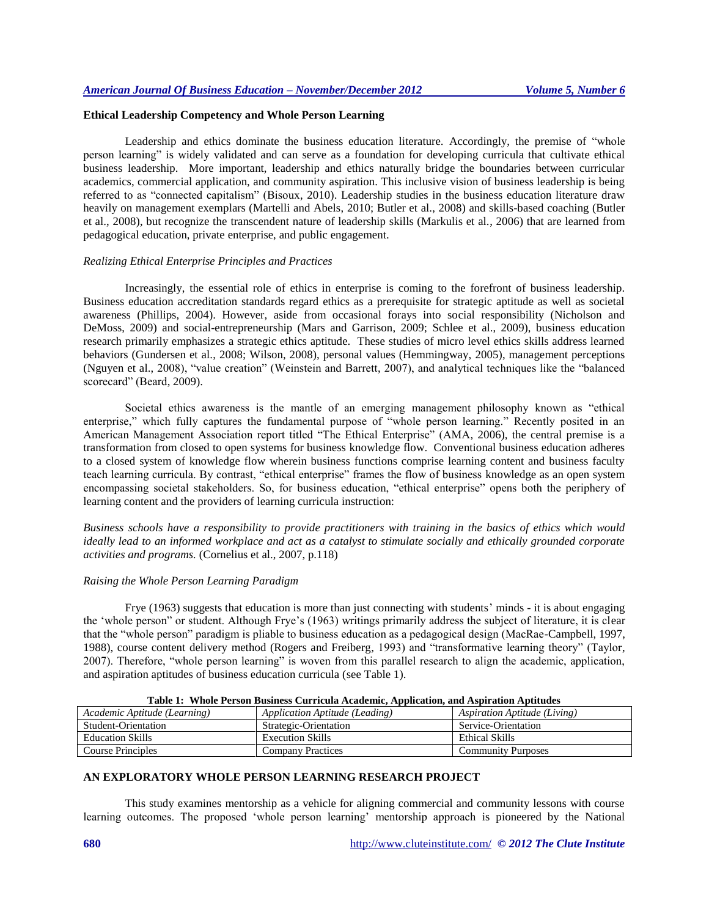### Ethical Leadership Competency and Whole Person Learning

Leadership and ethics dominate the business education literature. Accordingly, the premise of "whole person learning" is widely validated and can serve as a foundation for developing curricula that cultivate ethical business leadership. More important, leadership and ethics naturally bridge the boundaries between curricular academics, commercial application, and community aspiration. This inclusive vision of business leadership is being referred to as "connected capitalism" (Bisoux, 2010). Leadership studies in the business education literature draw heavily on management exemplars (Martelli and Abels, 2010; Butler et al., 2008) and skills-based coaching (Butler et al., 2008), but recognize the transcendent nature of leadership skills (Markulis et al., 2006) that are learned from pedagogical education, private enterprise, and public engagement.

*Realizing Ethical Enterprise Principles and Practices*

Increasingly, the essential role of ethics in enterprise is coming to the forefront of business leadership. Business education accreditation standards regard ethics as a prerequisite for strategic aptitude as well as societal awareness (Phillips, 2004). However, aside from occasional forays into social responsibility (Nicholson and DeMoss, 2009) and social-entrepreneurship (Mars and Garrison, 2009; Schlee et al., 2009), business education research primarily emphasizes a strategic ethics aptitude. These studies of micro level ethics skills address learned behaviors (Gundersen et al., 2008; Wilson, 2008), personal values (Hemmingway, 2005), management perceptions (Nguyen et al., 2008), "value creation" (Weinstein and Barrett, 2007), and analytical techniques like the "balanced scorecard" (Beard, 2009).

Societal ethics awareness is the mantle of an emerging management philosophy known as "ethical enterprise," which fully captures the fundamental purpose of "whole person learning." Recently posited in an American Management Association report titled "The Ethical Enterprise" (AMA, 2006), the central premise is a transformation from closed to open systems for business knowledge flow. Conventional business education adheres to a closed system of knowledge flow wherein business functions comprise learning content and business faculty teach learning curricula. By contrast, "ethical enterprise" frames the flow of business knowledge as an open system encompassing societal stakeholders. So, for business education, "ethical enterprise" opens both the periphery of learning content and the providers of learning curricula instruction:

*Business schools have a responsibility to provide practitioners with training in the basics of ethics which would ideally lead to an informed workplace and act as a catalyst to stimulate socially and ethically grounded corporate activities and programs.* (Cornelius et al., 2007, p.118)

*Raising the Whole Person Learning Paradigm*

Frye (1963) suggests that education is more than just connecting with students' minds - it is about engaging the 'whole person" or student. Although Frye's (1963) writings primarily address the subject of literature, it is clear that the "whole person" paradigm is pliable to business education as a pedagogical design (MacRae-Campbell, 1997, 1988), course content delivery method (Rogers and Freiberg, 1993) and "transformative learning theory" (Taylor, 2007). Therefore, "whole person learning" is woven from this parallel research to align the academic, application, and aspiration aptitudes of business education curricula (see Table 1).

**Table 1: Whole Person Business Curricula Academic, Application, and Aspiration Aptitudes**

| *Academic Aptitude (Learning)* | *Application Aptitude (Leading)* | *Aspiration Aptitude (Living)* |
|---|---|---|
| Student-Orientation | Strategic-Orientation | Service-Orientation |
| Education Skills | Execution Skills | Ethical Skills |
| Course Principles | Company Practices | Community Purposes |

### AN EXPLORATORY WHOLE PERSON LEARNING RESEARCH PROJECT

This study examines mentorship as a vehicle for aligning commercial and community lessons with course learning outcomes. The proposed 'whole person learning' mentorship approach is pioneered by the National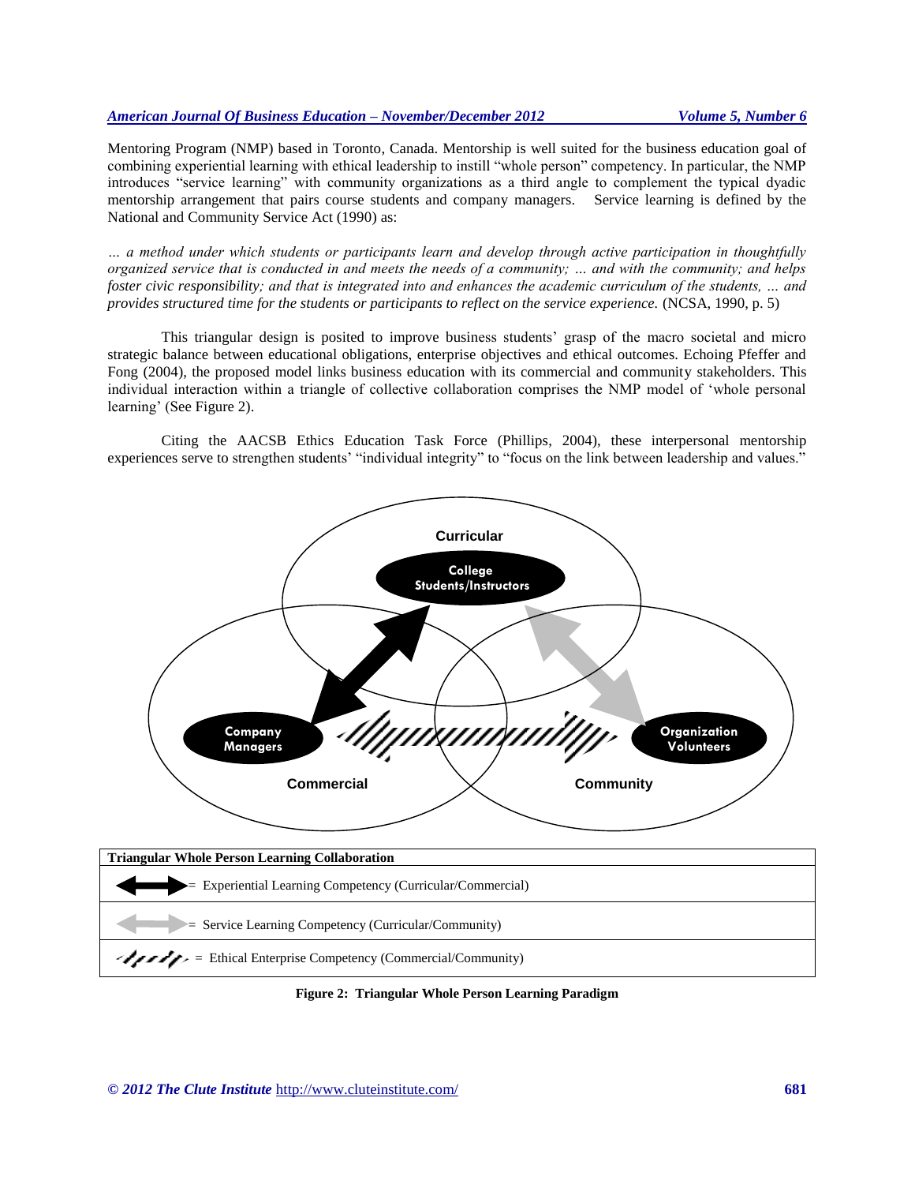Mentoring Program (NMP) based in Toronto, Canada. Mentorship is well suited for the business education goal of combining experiential learning with ethical leadership to instill "whole person" competency. In particular, the NMP introduces "service learning" with community organizations as a third angle to complement the typical dyadic mentorship arrangement that pairs course students and company managers. Service learning is defined by the National and Community Service Act (1990) as:

*… a method under which students or participants learn and develop through active participation in thoughtfully organized service that is conducted in and meets the needs of a community; … and with the community; and helps foster civic responsibility; and that is integrated into and enhances the academic curriculum of the students, … and provides structured time for the students or participants to reflect on the service experience.* (NCSA, 1990, p. 5)

This triangular design is posited to improve business students' grasp of the macro societal and micro strategic balance between educational obligations, enterprise objectives and ethical outcomes. Echoing Pfeffer and Fong (2004), the proposed model links business education with its commercial and community stakeholders. This individual interaction within a triangle of collective collaboration comprises the NMP model of 'whole personal learning' (See Figure 2).

Citing the AACSB Ethics Education Task Force (Phillips, 2004), these interpersonal mentorship experiences serve to strengthen students' "individual integrity" to "focus on the link between leadership and values."

Curricular

College Students/Instructors

Company Managers

Organization Volunteers

Commercial

Community

| Triangular Whole Person Learning Collaboration |
| --- |
| (solid black arrow) = Experiential Learning Competency (Curricular/Commercial) |
| (grey arrow) = Service Learning Competency (Curricular/Community) |
| (striped arrow) = Ethical Enterprise Competency (Commercial/Community) |

**Figure 2: Triangular Whole Person Learning Paradigm**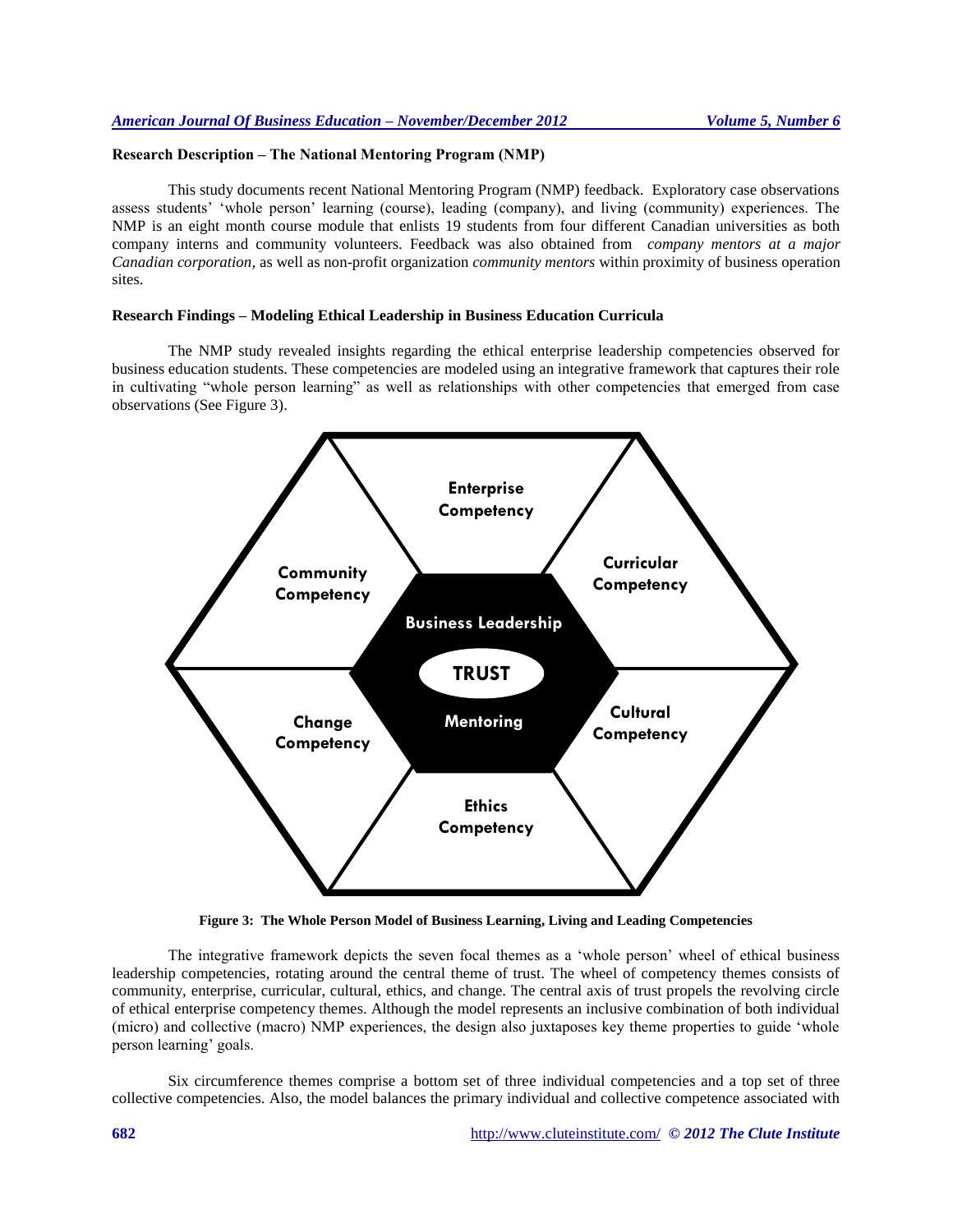### Research Description – The National Mentoring Program (NMP)

This study documents recent National Mentoring Program (NMP) feedback. Exploratory case observations assess students' 'whole person' learning (course), leading (company), and living (community) experiences. The NMP is an eight month course module that enlists 19 students from four different Canadian universities as both company interns and community volunteers. Feedback was also obtained from *company mentors at a major Canadian corporation,* as well as non-profit organization *community mentors* within proximity of business operation sites.

### Research Findings – Modeling Ethical Leadership in Business Education Curricula

The NMP study revealed insights regarding the ethical enterprise leadership competencies observed for business education students. These competencies are modeled using an integrative framework that captures their role in cultivating "whole person learning" as well as relationships with other competencies that emerged from case observations (See Figure 3).

Enterprise Competency

Community Competency

Curricular Competency

Business Leadership

TRUST

Mentoring

Change Competency

Cultural Competency

Ethics Competency

**Figure 3: The Whole Person Model of Business Learning, Living and Leading Competencies**

The integrative framework depicts the seven focal themes as a 'whole person' wheel of ethical business leadership competencies, rotating around the central theme of trust. The wheel of competency themes consists of community, enterprise, curricular, cultural, ethics, and change. The central axis of trust propels the revolving circle of ethical enterprise competency themes. Although the model represents an inclusive combination of both individual (micro) and collective (macro) NMP experiences, the design also juxtaposes key theme properties to guide 'whole person learning' goals.

Six circumference themes comprise a bottom set of three individual competencies and a top set of three collective competencies. Also, the model balances the primary individual and collective competence associated with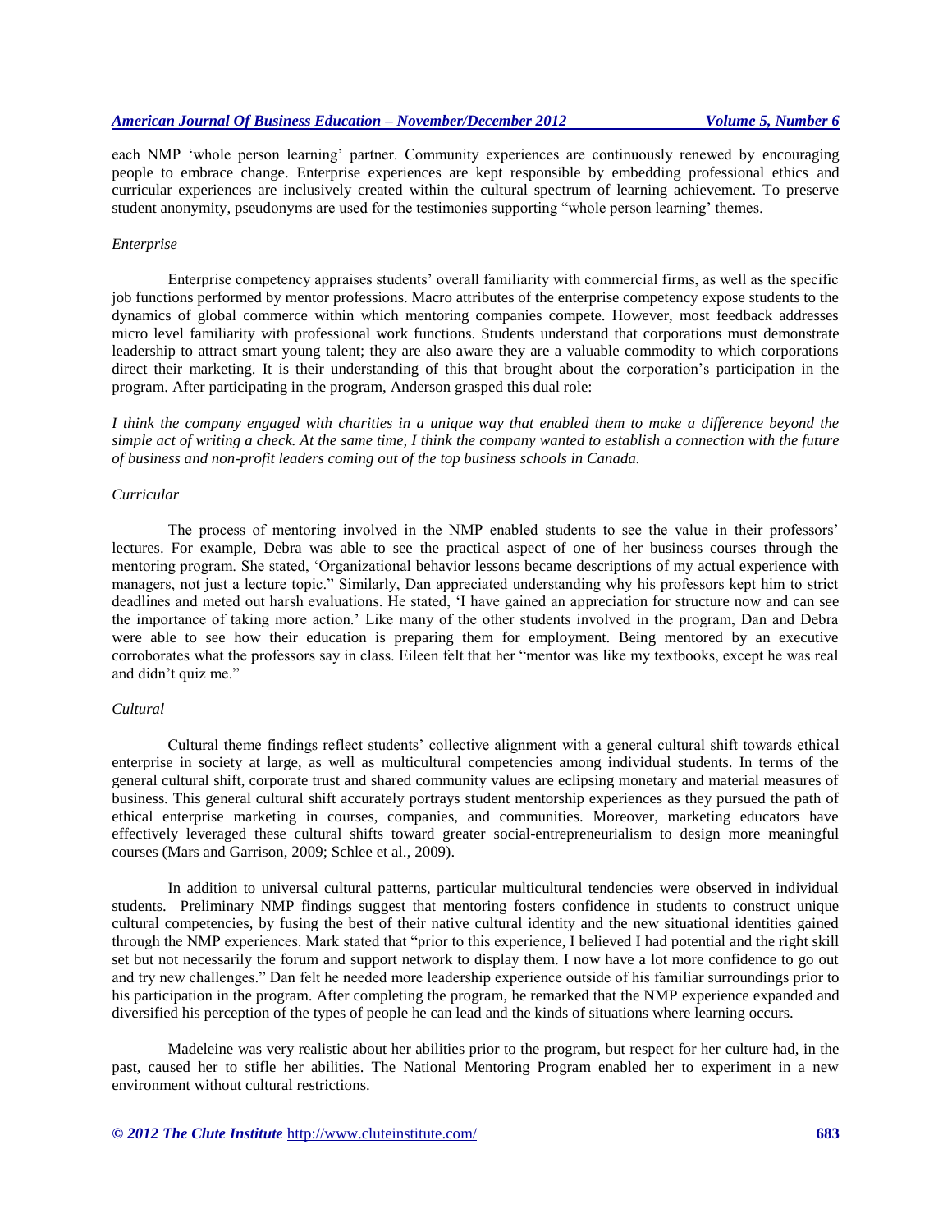each NMP 'whole person learning' partner. Community experiences are continuously renewed by encouraging people to embrace change. Enterprise experiences are kept responsible by embedding professional ethics and curricular experiences are inclusively created within the cultural spectrum of learning achievement. To preserve student anonymity, pseudonyms are used for the testimonies supporting "whole person learning' themes.

*Enterprise*

Enterprise competency appraises students' overall familiarity with commercial firms, as well as the specific job functions performed by mentor professions. Macro attributes of the enterprise competency expose students to the dynamics of global commerce within which mentoring companies compete. However, most feedback addresses micro level familiarity with professional work functions. Students understand that corporations must demonstrate leadership to attract smart young talent; they are also aware they are a valuable commodity to which corporations direct their marketing. It is their understanding of this that brought about the corporation's participation in the program. After participating in the program, Anderson grasped this dual role:

*I think the company engaged with charities in a unique way that enabled them to make a difference beyond the simple act of writing a check. At the same time, I think the company wanted to establish a connection with the future of business and non-profit leaders coming out of the top business schools in Canada.*

*Curricular*

The process of mentoring involved in the NMP enabled students to see the value in their professors' lectures. For example, Debra was able to see the practical aspect of one of her business courses through the mentoring program. She stated, 'Organizational behavior lessons became descriptions of my actual experience with managers, not just a lecture topic." Similarly, Dan appreciated understanding why his professors kept him to strict deadlines and meted out harsh evaluations. He stated, 'I have gained an appreciation for structure now and can see the importance of taking more action.' Like many of the other students involved in the program, Dan and Debra were able to see how their education is preparing them for employment. Being mentored by an executive corroborates what the professors say in class. Eileen felt that her "mentor was like my textbooks, except he was real and didn't quiz me."

*Cultural*

Cultural theme findings reflect students' collective alignment with a general cultural shift towards ethical enterprise in society at large, as well as multicultural competencies among individual students. In terms of the general cultural shift, corporate trust and shared community values are eclipsing monetary and material measures of business. This general cultural shift accurately portrays student mentorship experiences as they pursued the path of ethical enterprise marketing in courses, companies, and communities. Moreover, marketing educators have effectively leveraged these cultural shifts toward greater social-entrepreneurialism to design more meaningful courses (Mars and Garrison, 2009; Schlee et al., 2009).

In addition to universal cultural patterns, particular multicultural tendencies were observed in individual students. Preliminary NMP findings suggest that mentoring fosters confidence in students to construct unique cultural competencies, by fusing the best of their native cultural identity and the new situational identities gained through the NMP experiences. Mark stated that "prior to this experience, I believed I had potential and the right skill set but not necessarily the forum and support network to display them. I now have a lot more confidence to go out and try new challenges." Dan felt he needed more leadership experience outside of his familiar surroundings prior to his participation in the program. After completing the program, he remarked that the NMP experience expanded and diversified his perception of the types of people he can lead and the kinds of situations where learning occurs.

Madeleine was very realistic about her abilities prior to the program, but respect for her culture had, in the past, caused her to stifle her abilities. The National Mentoring Program enabled her to experiment in a new environment without cultural restrictions.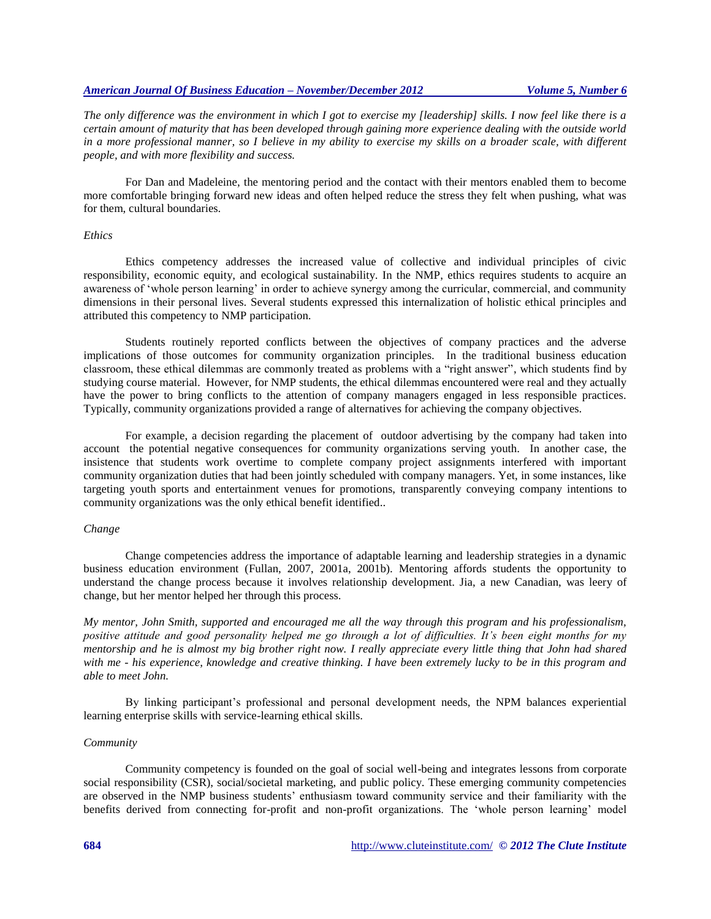*The only difference was the environment in which I got to exercise my [leadership] skills. I now feel like there is a certain amount of maturity that has been developed through gaining more experience dealing with the outside world in a more professional manner, so I believe in my ability to exercise my skills on a broader scale, with different people, and with more flexibility and success.*

For Dan and Madeleine, the mentoring period and the contact with their mentors enabled them to become more comfortable bringing forward new ideas and often helped reduce the stress they felt when pushing, what was for them, cultural boundaries.

### *Ethics*

Ethics competency addresses the increased value of collective and individual principles of civic responsibility, economic equity, and ecological sustainability. In the NMP, ethics requires students to acquire an awareness of 'whole person learning' in order to achieve synergy among the curricular, commercial, and community dimensions in their personal lives. Several students expressed this internalization of holistic ethical principles and attributed this competency to NMP participation.

Students routinely reported conflicts between the objectives of company practices and the adverse implications of those outcomes for community organization principles. In the traditional business education classroom, these ethical dilemmas are commonly treated as problems with a "right answer", which students find by studying course material. However, for NMP students, the ethical dilemmas encountered were real and they actually have the power to bring conflicts to the attention of company managers engaged in less responsible practices. Typically, community organizations provided a range of alternatives for achieving the company objectives.

For example, a decision regarding the placement of outdoor advertising by the company had taken into account the potential negative consequences for community organizations serving youth. In another case, the insistence that students work overtime to complete company project assignments interfered with important community organization duties that had been jointly scheduled with company managers. Yet, in some instances, like targeting youth sports and entertainment venues for promotions, transparently conveying company intentions to community organizations was the only ethical benefit identified..

### *Change*

Change competencies address the importance of adaptable learning and leadership strategies in a dynamic business education environment (Fullan, 2007, 2001a, 2001b). Mentoring affords students the opportunity to understand the change process because it involves relationship development. Jia, a new Canadian, was leery of change, but her mentor helped her through this process.

*My mentor, John Smith, supported and encouraged me all the way through this program and his professionalism, positive attitude and good personality helped me go through a lot of difficulties. It's been eight months for my mentorship and he is almost my big brother right now. I really appreciate every little thing that John had shared with me - his experience, knowledge and creative thinking. I have been extremely lucky to be in this program and able to meet John.*

By linking participant's professional and personal development needs, the NPM balances experiential learning enterprise skills with service-learning ethical skills.

### *Community*

Community competency is founded on the goal of social well-being and integrates lessons from corporate social responsibility (CSR), social/societal marketing, and public policy. These emerging community competencies are observed in the NMP business students' enthusiasm toward community service and their familiarity with the benefits derived from connecting for-profit and non-profit organizations. The 'whole person learning' model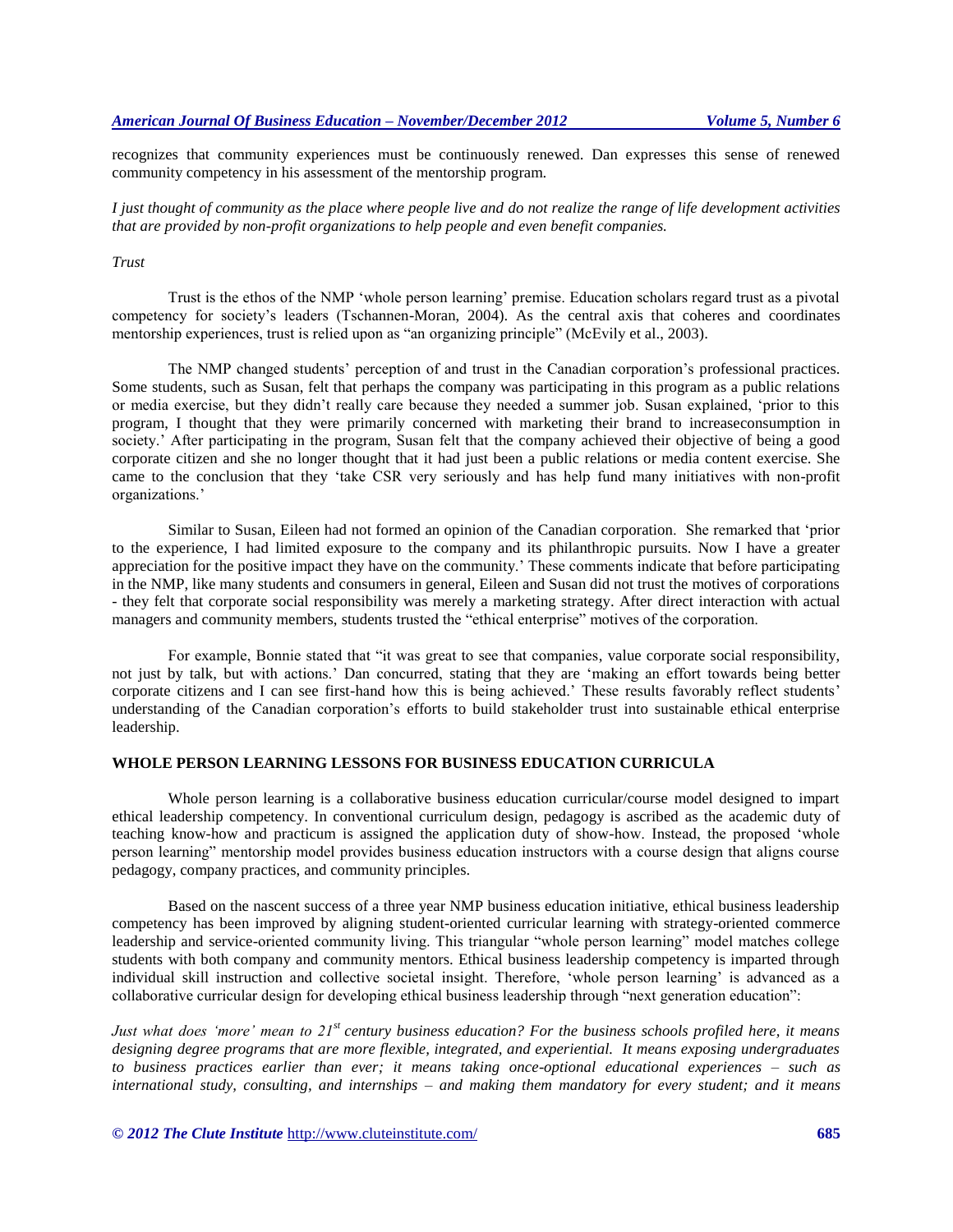recognizes that community experiences must be continuously renewed. Dan expresses this sense of renewed community competency in his assessment of the mentorship program.

*I just thought of community as the place where people live and do not realize the range of life development activities that are provided by non-profit organizations to help people and even benefit companies.*

*Trust*

Trust is the ethos of the NMP 'whole person learning' premise. Education scholars regard trust as a pivotal competency for society's leaders (Tschannen-Moran, 2004). As the central axis that coheres and coordinates mentorship experiences, trust is relied upon as "an organizing principle" (McEvily et al., 2003).

The NMP changed students' perception of and trust in the Canadian corporation's professional practices. Some students, such as Susan, felt that perhaps the company was participating in this program as a public relations or media exercise, but they didn't really care because they needed a summer job. Susan explained, 'prior to this program, I thought that they were primarily concerned with marketing their brand to increaseconsumption in society.' After participating in the program, Susan felt that the company achieved their objective of being a good corporate citizen and she no longer thought that it had just been a public relations or media content exercise. She came to the conclusion that they 'take CSR very seriously and has help fund many initiatives with non-profit organizations.'

Similar to Susan, Eileen had not formed an opinion of the Canadian corporation. She remarked that 'prior to the experience, I had limited exposure to the company and its philanthropic pursuits. Now I have a greater appreciation for the positive impact they have on the community.' These comments indicate that before participating in the NMP, like many students and consumers in general, Eileen and Susan did not trust the motives of corporations - they felt that corporate social responsibility was merely a marketing strategy. After direct interaction with actual managers and community members, students trusted the "ethical enterprise" motives of the corporation.

For example, Bonnie stated that "it was great to see that companies, value corporate social responsibility, not just by talk, but with actions.' Dan concurred, stating that they are 'making an effort towards being better corporate citizens and I can see first-hand how this is being achieved.' These results favorably reflect students' understanding of the Canadian corporation's efforts to build stakeholder trust into sustainable ethical enterprise leadership.

## WHOLE PERSON LEARNING LESSONS FOR BUSINESS EDUCATION CURRICULA

Whole person learning is a collaborative business education curricular/course model designed to impart ethical leadership competency. In conventional curriculum design, pedagogy is ascribed as the academic duty of teaching know-how and practicum is assigned the application duty of show-how. Instead, the proposed 'whole person learning" mentorship model provides business education instructors with a course design that aligns course pedagogy, company practices, and community principles.

Based on the nascent success of a three year NMP business education initiative, ethical business leadership competency has been improved by aligning student-oriented curricular learning with strategy-oriented commerce leadership and service-oriented community living. This triangular "whole person learning" model matches college students with both company and community mentors. Ethical business leadership competency is imparted through individual skill instruction and collective societal insight. Therefore, 'whole person learning' is advanced as a collaborative curricular design for developing ethical business leadership through "next generation education":

*Just what does 'more' mean to 21st century business education? For the business schools profiled here, it means designing degree programs that are more flexible, integrated, and experiential. It means exposing undergraduates to business practices earlier than ever; it means taking once-optional educational experiences – such as international study, consulting, and internships – and making them mandatory for every student; and it means*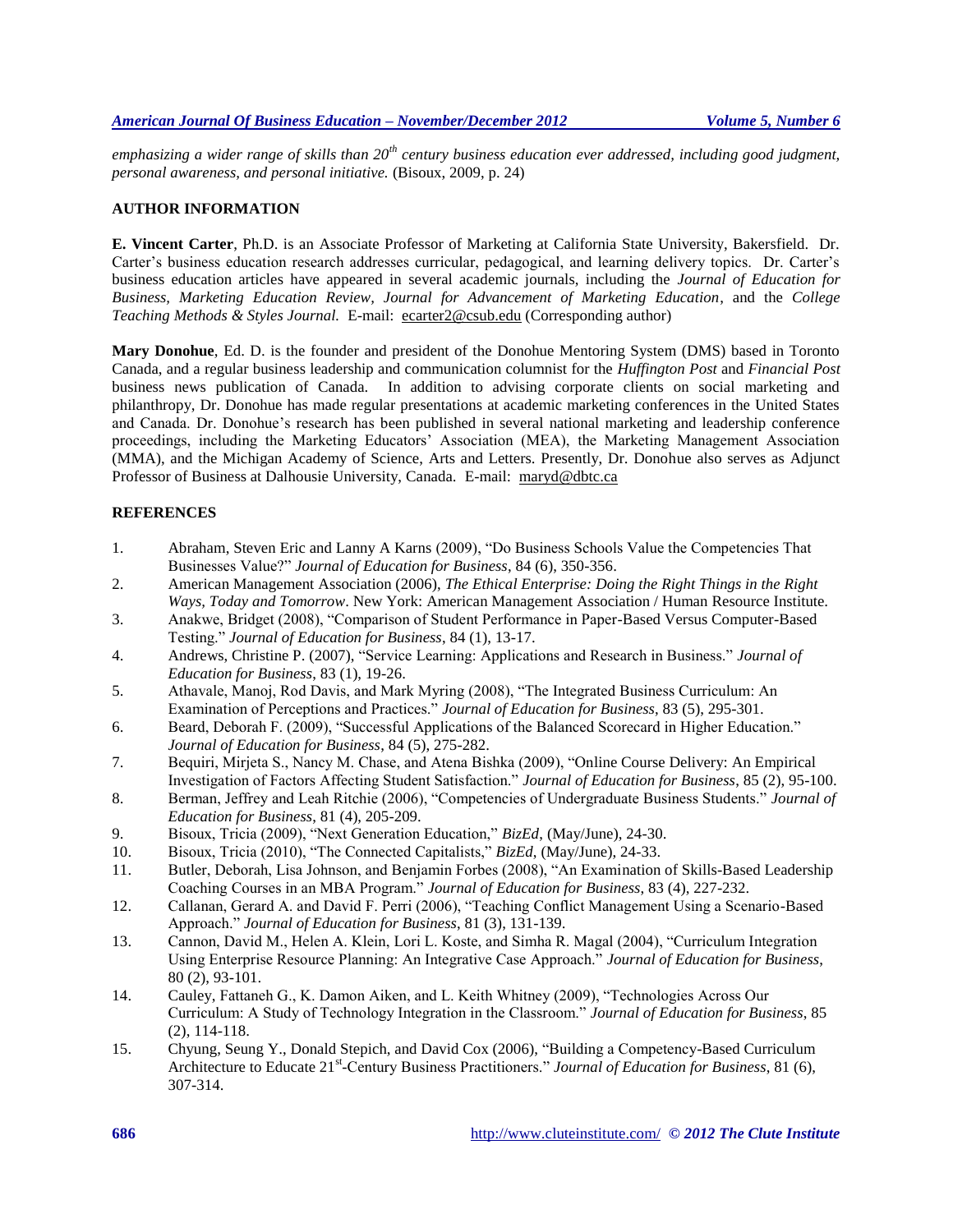*emphasizing a wider range of skills than 20th century business education ever addressed, including good judgment, personal awareness, and personal initiative.* (Bisoux, 2009, p. 24)

## AUTHOR INFORMATION

**E. Vincent Carter**, Ph.D. is an Associate Professor of Marketing at California State University, Bakersfield. Dr. Carter's business education research addresses curricular, pedagogical, and learning delivery topics. Dr. Carter's business education articles have appeared in several academic journals, including the *Journal of Education for Business, Marketing Education Review, Journal for Advancement of Marketing Education*, and the *College Teaching Methods & Styles Journal.* E-mail: ecarter2@csub.edu (Corresponding author)

**Mary Donohue**, Ed. D. is the founder and president of the Donohue Mentoring System (DMS) based in Toronto Canada, and a regular business leadership and communication columnist for the *Huffington Post* and *Financial Post* business news publication of Canada. In addition to advising corporate clients on social marketing and philanthropy, Dr. Donohue has made regular presentations at academic marketing conferences in the United States and Canada. Dr. Donohue's research has been published in several national marketing and leadership conference proceedings, including the Marketing Educators' Association (MEA), the Marketing Management Association (MMA), and the Michigan Academy of Science, Arts and Letters. Presently, Dr. Donohue also serves as Adjunct Professor of Business at Dalhousie University, Canada. E-mail: maryd@dbtc.ca

## REFERENCES

1. Abraham, Steven Eric and Lanny A Karns (2009), "Do Business Schools Value the Competencies That Businesses Value?" *Journal of Education for Business*, 84 (6), 350-356.
2. American Management Association (2006), *The Ethical Enterprise: Doing the Right Things in the Right Ways, Today and Tomorrow*. New York: American Management Association / Human Resource Institute.
3. Anakwe, Bridget (2008), "Comparison of Student Performance in Paper-Based Versus Computer-Based Testing." *Journal of Education for Business*, 84 (1), 13-17.
4. Andrews, Christine P. (2007), "Service Learning: Applications and Research in Business." *Journal of Education for Business*, 83 (1), 19-26.
5. Athavale, Manoj, Rod Davis, and Mark Myring (2008), "The Integrated Business Curriculum: An Examination of Perceptions and Practices." *Journal of Education for Business*, 83 (5), 295-301.
6. Beard, Deborah F. (2009), "Successful Applications of the Balanced Scorecard in Higher Education." *Journal of Education for Business*, 84 (5), 275-282.
7. Bequiri, Mirjeta S., Nancy M. Chase, and Atena Bishka (2009), "Online Course Delivery: An Empirical Investigation of Factors Affecting Student Satisfaction." *Journal of Education for Business*, 85 (2), 95-100.
8. Berman, Jeffrey and Leah Ritchie (2006), "Competencies of Undergraduate Business Students." *Journal of Education for Business*, 81 (4), 205-209.
9. Bisoux, Tricia (2009), "Next Generation Education," *BizEd*, (May/June), 24-30.
10. Bisoux, Tricia (2010), "The Connected Capitalists," *BizEd*, (May/June), 24-33.
11. Butler, Deborah, Lisa Johnson, and Benjamin Forbes (2008), "An Examination of Skills-Based Leadership Coaching Courses in an MBA Program." *Journal of Education for Business*, 83 (4), 227-232.
12. Callanan, Gerard A. and David F. Perri (2006), "Teaching Conflict Management Using a Scenario-Based Approach." *Journal of Education for Business*, 81 (3), 131-139.
13. Cannon, David M., Helen A. Klein, Lori L. Koste, and Simha R. Magal (2004), "Curriculum Integration Using Enterprise Resource Planning: An Integrative Case Approach." *Journal of Education for Business*, 80 (2), 93-101.
14. Cauley, Fattaneh G., K. Damon Aiken, and L. Keith Whitney (2009), "Technologies Across Our Curriculum: A Study of Technology Integration in the Classroom." *Journal of Education for Business*, 85 (2), 114-118.
15. Chyung, Seung Y., Donald Stepich, and David Cox (2006), "Building a Competency-Based Curriculum Architecture to Educate 21st-Century Business Practitioners." *Journal of Education for Business*, 81 (6), 307-314.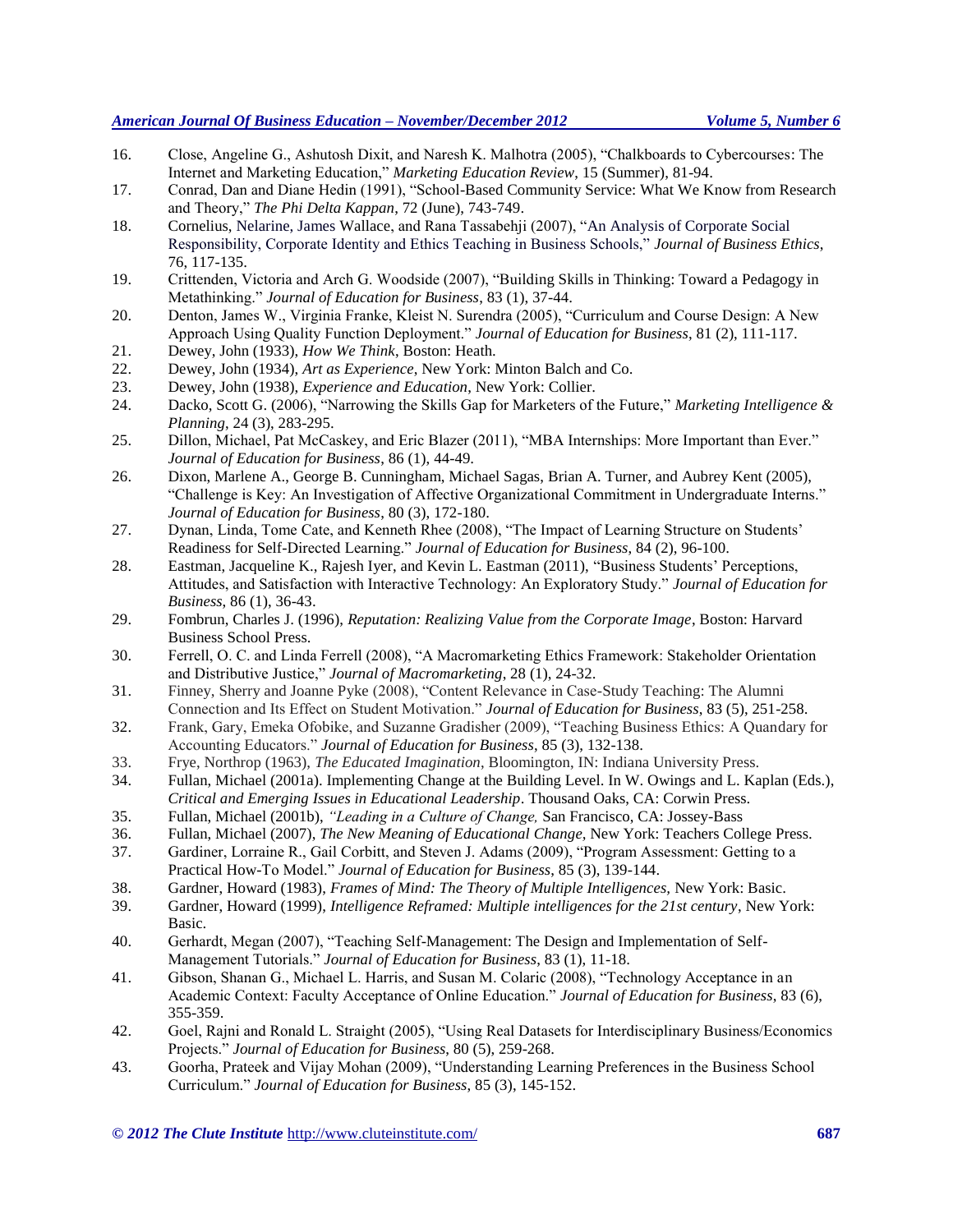16. Close, Angeline G., Ashutosh Dixit, and Naresh K. Malhotra (2005), "Chalkboards to Cybercourses: The Internet and Marketing Education," *Marketing Education Review*, 15 (Summer), 81-94.
17. Conrad, Dan and Diane Hedin (1991), "School-Based Community Service: What We Know from Research and Theory," *The Phi Delta Kappan*, 72 (June), 743-749.
18. Cornelius, Nelarine, James Wallace, and Rana Tassabehji (2007), "An Analysis of Corporate Social Responsibility, Corporate Identity and Ethics Teaching in Business Schools," *Journal of Business Ethics*, 76, 117-135.
19. Crittenden, Victoria and Arch G. Woodside (2007), "Building Skills in Thinking: Toward a Pedagogy in Metathinking." *Journal of Education for Business*, 83 (1), 37-44.
20. Denton, James W., Virginia Franke, Kleist N. Surendra (2005), "Curriculum and Course Design: A New Approach Using Quality Function Deployment." *Journal of Education for Business*, 81 (2), 111-117.
21. Dewey, John (1933), *How We Think*, Boston: Heath.
22. Dewey, John (1934), *Art as Experience*, New York: Minton Balch and Co.
23. Dewey, John (1938), *Experience and Education*, New York: Collier.
24. Dacko, Scott G. (2006), "Narrowing the Skills Gap for Marketers of the Future," *Marketing Intelligence & Planning*, 24 (3), 283-295.
25. Dillon, Michael, Pat McCaskey, and Eric Blazer (2011), "MBA Internships: More Important than Ever." *Journal of Education for Business*, 86 (1), 44-49.
26. Dixon, Marlene A., George B. Cunningham, Michael Sagas, Brian A. Turner, and Aubrey Kent (2005), "Challenge is Key: An Investigation of Affective Organizational Commitment in Undergraduate Interns." *Journal of Education for Business*, 80 (3), 172-180.
27. Dynan, Linda, Tome Cate, and Kenneth Rhee (2008), "The Impact of Learning Structure on Students' Readiness for Self-Directed Learning." *Journal of Education for Business*, 84 (2), 96-100.
28. Eastman, Jacqueline K., Rajesh Iyer, and Kevin L. Eastman (2011), "Business Students' Perceptions, Attitudes, and Satisfaction with Interactive Technology: An Exploratory Study." *Journal of Education for Business*, 86 (1), 36-43.
29. Fombrun, Charles J. (1996), *Reputation: Realizing Value from the Corporate Image*, Boston: Harvard Business School Press.
30. Ferrell, O. C. and Linda Ferrell (2008), "A Macromarketing Ethics Framework: Stakeholder Orientation and Distributive Justice," *Journal of Macromarketing*, 28 (1), 24-32.
31. Finney, Sherry and Joanne Pyke (2008), "Content Relevance in Case-Study Teaching: The Alumni Connection and Its Effect on Student Motivation." *Journal of Education for Business*, 83 (5), 251-258.
32. Frank, Gary, Emeka Ofobike, and Suzanne Gradisher (2009), "Teaching Business Ethics: A Quandary for Accounting Educators." *Journal of Education for Business*, 85 (3), 132-138.
33. Frye, Northrop (1963), *The Educated Imagination*, Bloomington, IN: Indiana University Press.
34. Fullan, Michael (2001a). Implementing Change at the Building Level. In W. Owings and L. Kaplan (Eds.), *Critical and Emerging Issues in Educational Leadership*. Thousand Oaks, CA: Corwin Press.
35. Fullan, Michael (2001b), *"Leading in a Culture of Change,* San Francisco, CA: Jossey-Bass
36. Fullan, Michael (2007), *The New Meaning of Educational Change*, New York: Teachers College Press.
37. Gardiner, Lorraine R., Gail Corbitt, and Steven J. Adams (2009), "Program Assessment: Getting to a Practical How-To Model." *Journal of Education for Business*, 85 (3), 139-144.
38. Gardner, Howard (1983), *Frames of Mind: The Theory of Multiple Intelligences,* New York: Basic.
39. Gardner, Howard (1999), *Intelligence Reframed: Multiple intelligences for the 21st century*, New York: Basic.
40. Gerhardt, Megan (2007), "Teaching Self-Management: The Design and Implementation of Self-Management Tutorials." *Journal of Education for Business*, 83 (1), 11-18.
41. Gibson, Shanan G., Michael L. Harris, and Susan M. Colaric (2008), "Technology Acceptance in an Academic Context: Faculty Acceptance of Online Education." *Journal of Education for Business*, 83 (6), 355-359.
42. Goel, Rajni and Ronald L. Straight (2005), "Using Real Datasets for Interdisciplinary Business/Economics Projects." *Journal of Education for Business*, 80 (5), 259-268.
43. Goorha, Prateek and Vijay Mohan (2009), "Understanding Learning Preferences in the Business School Curriculum." *Journal of Education for Business*, 85 (3), 145-152.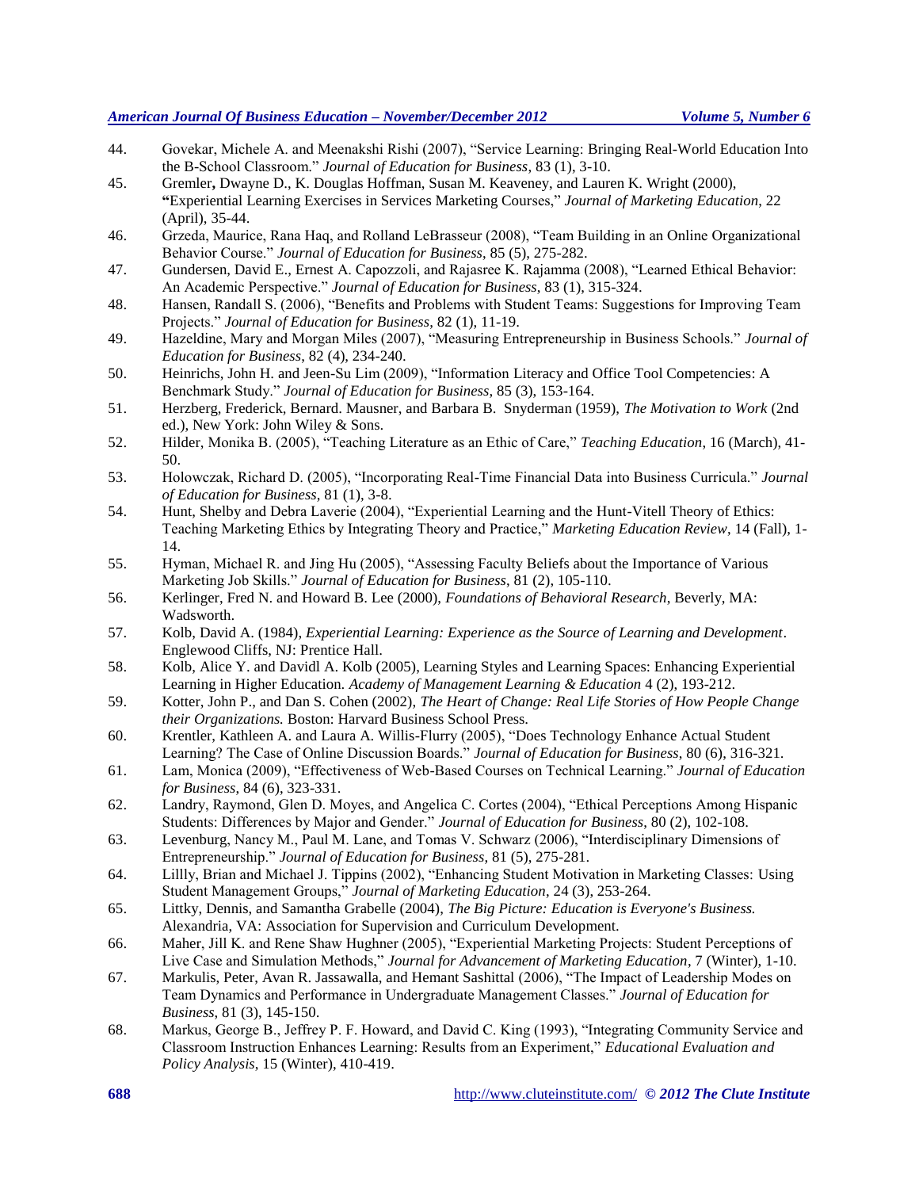44. Govekar, Michele A. and Meenakshi Rishi (2007), "Service Learning: Bringing Real-World Education Into the B-School Classroom." *Journal of Education for Business*, 83 (1), 3-10.
45. Gremler**,** Dwayne D., K. Douglas Hoffman, Susan M. Keaveney, and Lauren K. Wright (2000), **"**Experiential Learning Exercises in Services Marketing Courses," *Journal of Marketing Education*, 22 (April), 35-44.
46. Grzeda, Maurice, Rana Haq, and Rolland LeBrasseur (2008), "Team Building in an Online Organizational Behavior Course." *Journal of Education for Business*, 85 (5), 275-282.
47. Gundersen, David E., Ernest A. Capozzoli, and Rajasree K. Rajamma (2008), "Learned Ethical Behavior: An Academic Perspective." *Journal of Education for Business*, 83 (1), 315-324.
48. Hansen, Randall S. (2006), "Benefits and Problems with Student Teams: Suggestions for Improving Team Projects." *Journal of Education for Business*, 82 (1), 11-19.
49. Hazeldine, Mary and Morgan Miles (2007), "Measuring Entrepreneurship in Business Schools." *Journal of Education for Business*, 82 (4), 234-240.
50. Heinrichs, John H. and Jeen-Su Lim (2009), "Information Literacy and Office Tool Competencies: A Benchmark Study." *Journal of Education for Business*, 85 (3), 153-164.
51. Herzberg, Frederick, Bernard. Mausner, and Barbara B. Snyderman (1959), *The Motivation to Work* (2nd ed.), New York: John Wiley & Sons.
52. Hilder, Monika B. (2005), "Teaching Literature as an Ethic of Care," *Teaching Education*, 16 (March), 41-50.
53. Holowczak, Richard D. (2005), "Incorporating Real-Time Financial Data into Business Curricula." *Journal of Education for Business*, 81 (1), 3-8.
54. Hunt, Shelby and Debra Laverie (2004), "Experiential Learning and the Hunt-Vitell Theory of Ethics: Teaching Marketing Ethics by Integrating Theory and Practice," *Marketing Education Review*, 14 (Fall), 1-14.
55. Hyman, Michael R. and Jing Hu (2005), "Assessing Faculty Beliefs about the Importance of Various Marketing Job Skills." *Journal of Education for Business*, 81 (2), 105-110.
56. Kerlinger, Fred N. and Howard B. Lee (2000), *Foundations of Behavioral Research*, Beverly, MA: Wadsworth.
57. Kolb, David A. (1984), *Experiential Learning: Experience as the Source of Learning and Development*. Englewood Cliffs, NJ: Prentice Hall.
58. Kolb, Alice Y. and Davidl A. Kolb (2005), Learning Styles and Learning Spaces: Enhancing Experiential Learning in Higher Education. *Academy of Management Learning & Education* 4 (2), 193-212.
59. Kotter, John P., and Dan S. Cohen (2002), *The Heart of Change: Real Life Stories of How People Change their Organizations.* Boston: Harvard Business School Press.
60. Krentler, Kathleen A. and Laura A. Willis-Flurry (2005), "Does Technology Enhance Actual Student Learning? The Case of Online Discussion Boards." *Journal of Education for Business*, 80 (6), 316-321.
61. Lam, Monica (2009), "Effectiveness of Web-Based Courses on Technical Learning." *Journal of Education for Business*, 84 (6), 323-331.
62. Landry, Raymond, Glen D. Moyes, and Angelica C. Cortes (2004), "Ethical Perceptions Among Hispanic Students: Differences by Major and Gender." *Journal of Education for Business*, 80 (2), 102-108.
63. Levenburg, Nancy M., Paul M. Lane, and Tomas V. Schwarz (2006), "Interdisciplinary Dimensions of Entrepreneurship." *Journal of Education for Business*, 81 (5), 275-281.
64. Lillly, Brian and Michael J. Tippins (2002), "Enhancing Student Motivation in Marketing Classes: Using Student Management Groups," *Journal of Marketing Education*, 24 (3), 253-264.
65. Littky, Dennis, and Samantha Grabelle (2004), *The Big Picture: Education is Everyone's Business.* Alexandria, VA: Association for Supervision and Curriculum Development.
66. Maher, Jill K. and Rene Shaw Hughner (2005), "Experiential Marketing Projects: Student Perceptions of Live Case and Simulation Methods," *Journal for Advancement of Marketing Education*, 7 (Winter), 1-10.
67. Markulis, Peter, Avan R. Jassawalla, and Hemant Sashittal (2006), "The Impact of Leadership Modes on Team Dynamics and Performance in Undergraduate Management Classes." *Journal of Education for Business*, 81 (3), 145-150.
68. Markus, George B., Jeffrey P. F. Howard, and David C. King (1993), "Integrating Community Service and Classroom Instruction Enhances Learning: Results from an Experiment," *Educational Evaluation and Policy Analysis*, 15 (Winter), 410-419.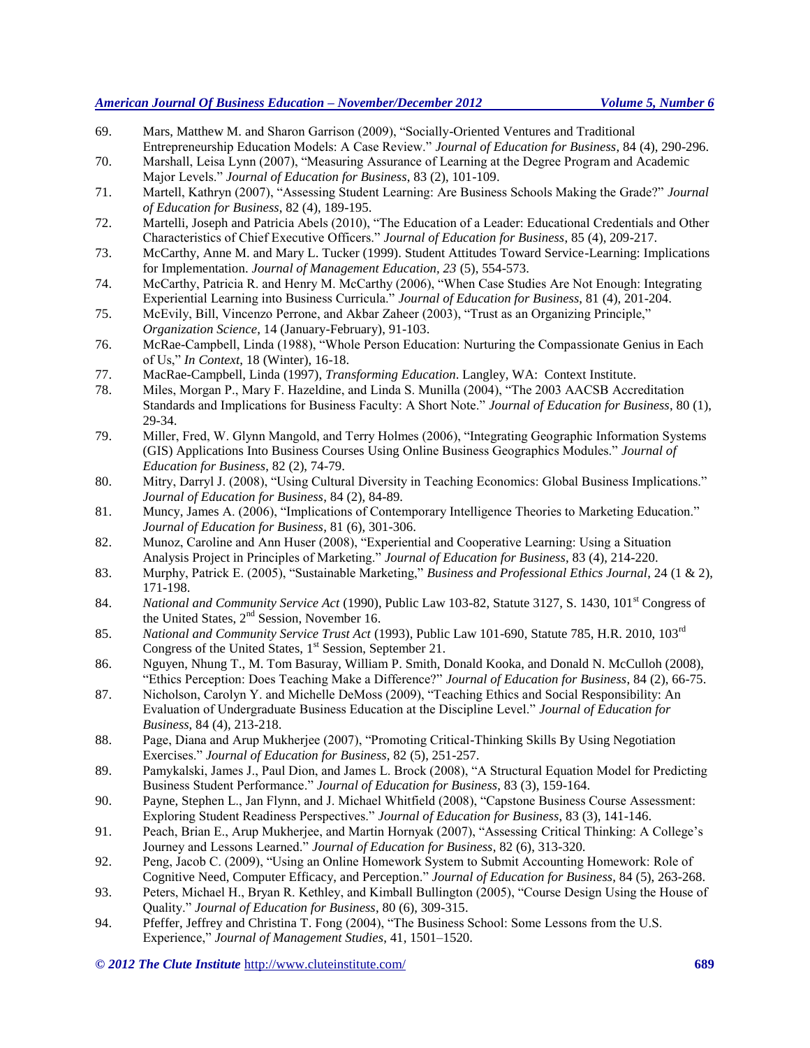69. Mars, Matthew M. and Sharon Garrison (2009), "Socially-Oriented Ventures and Traditional Entrepreneurship Education Models: A Case Review." *Journal of Education for Business*, 84 (4), 290-296.
70. Marshall, Leisa Lynn (2007), "Measuring Assurance of Learning at the Degree Program and Academic Major Levels." *Journal of Education for Business*, 83 (2), 101-109.
71. Martell, Kathryn (2007), "Assessing Student Learning: Are Business Schools Making the Grade?" *Journal of Education for Business*, 82 (4), 189-195.
72. Martelli, Joseph and Patricia Abels (2010), "The Education of a Leader: Educational Credentials and Other Characteristics of Chief Executive Officers." *Journal of Education for Business*, 85 (4), 209-217.
73. McCarthy, Anne M. and Mary L. Tucker (1999). Student Attitudes Toward Service-Learning: Implications for Implementation. *Journal of Management Education, 23* (5), 554-573.
74. McCarthy, Patricia R. and Henry M. McCarthy (2006), "When Case Studies Are Not Enough: Integrating Experiential Learning into Business Curricula." *Journal of Education for Business*, 81 (4), 201-204.
75. McEvily, Bill, Vincenzo Perrone, and Akbar Zaheer (2003), "Trust as an Organizing Principle," *Organization Science*, 14 (January-February), 91-103.
76. McRae-Campbell, Linda (1988), "Whole Person Education: Nurturing the Compassionate Genius in Each of Us," *In Context*, 18 (Winter), 16-18.
77. MacRae-Campbell, Linda (1997), *Transforming Education*. Langley, WA: Context Institute.
78. Miles, Morgan P., Mary F. Hazeldine, and Linda S. Munilla (2004), "The 2003 AACSB Accreditation Standards and Implications for Business Faculty: A Short Note." *Journal of Education for Business*, 80 (1), 29-34.
79. Miller, Fred, W. Glynn Mangold, and Terry Holmes (2006), "Integrating Geographic Information Systems (GIS) Applications Into Business Courses Using Online Business Geographics Modules." *Journal of Education for Business*, 82 (2), 74-79.
80. Mitry, Darryl J. (2008), "Using Cultural Diversity in Teaching Economics: Global Business Implications." *Journal of Education for Business*, 84 (2), 84-89.
81. Muncy, James A. (2006), "Implications of Contemporary Intelligence Theories to Marketing Education." *Journal of Education for Business*, 81 (6), 301-306.
82. Munoz, Caroline and Ann Huser (2008), "Experiential and Cooperative Learning: Using a Situation Analysis Project in Principles of Marketing." *Journal of Education for Business*, 83 (4), 214-220.
83. Murphy, Patrick E. (2005), "Sustainable Marketing," *Business and Professional Ethics Journal*, 24 (1 & 2), 171-198.
84. *National and Community Service Act* (1990), Public Law 103-82, Statute 3127, S. 1430, 101st Congress of the United States, 2nd Session, November 16.
85. *National and Community Service Trust Act* (1993), Public Law 101-690, Statute 785, H.R. 2010, 103rd Congress of the United States, 1st Session, September 21.
86. Nguyen, Nhung T., M. Tom Basuray, William P. Smith, Donald Kooka, and Donald N. McCulloh (2008), "Ethics Perception: Does Teaching Make a Difference?" *Journal of Education for Business*, 84 (2), 66-75.
87. Nicholson, Carolyn Y. and Michelle DeMoss (2009), "Teaching Ethics and Social Responsibility: An Evaluation of Undergraduate Business Education at the Discipline Level." *Journal of Education for Business*, 84 (4), 213-218.
88. Page, Diana and Arup Mukherjee (2007), "Promoting Critical-Thinking Skills By Using Negotiation Exercises." *Journal of Education for Business*, 82 (5), 251-257.
89. Pamykalski, James J., Paul Dion, and James L. Brock (2008), "A Structural Equation Model for Predicting Business Student Performance." *Journal of Education for Business*, 83 (3), 159-164.
90. Payne, Stephen L., Jan Flynn, and J. Michael Whitfield (2008), "Capstone Business Course Assessment: Exploring Student Readiness Perspectives." *Journal of Education for Business*, 83 (3), 141-146.
91. Peach, Brian E., Arup Mukherjee, and Martin Hornyak (2007), "Assessing Critical Thinking: A College's Journey and Lessons Learned." *Journal of Education for Business*, 82 (6), 313-320.
92. Peng, Jacob C. (2009), "Using an Online Homework System to Submit Accounting Homework: Role of Cognitive Need, Computer Efficacy, and Perception." *Journal of Education for Business*, 84 (5), 263-268.
93. Peters, Michael H., Bryan R. Kethley, and Kimball Bullington (2005), "Course Design Using the House of Quality." *Journal of Education for Business*, 80 (6), 309-315.
94. Pfeffer, Jeffrey and Christina T. Fong (2004), "The Business School: Some Lessons from the U.S. Experience," *Journal of Management Studies,* 41, 1501–1520.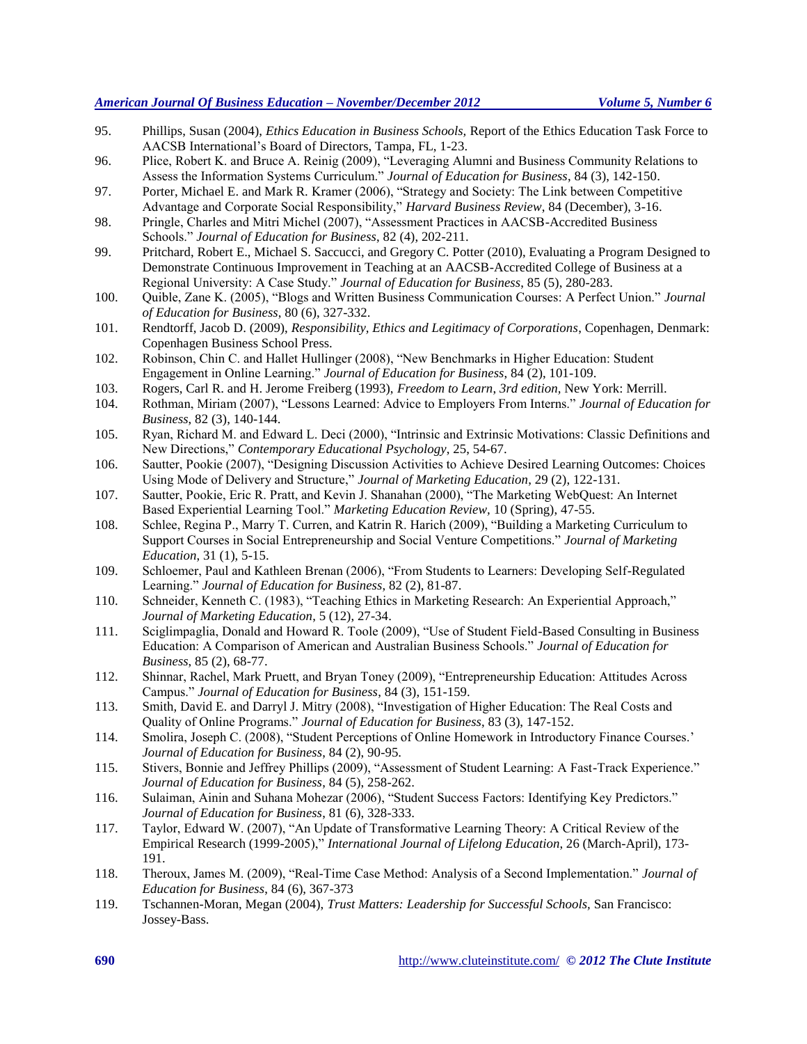95. Phillips, Susan (2004), *Ethics Education in Business Schools,* Report of the Ethics Education Task Force to AACSB International's Board of Directors, Tampa, FL, 1-23.
96. Plice, Robert K. and Bruce A. Reinig (2009), "Leveraging Alumni and Business Community Relations to Assess the Information Systems Curriculum." *Journal of Education for Business*, 84 (3), 142-150.
97. Porter, Michael E. and Mark R. Kramer (2006), "Strategy and Society: The Link between Competitive Advantage and Corporate Social Responsibility," *Harvard Business Review*, 84 (December), 3-16.
98. Pringle, Charles and Mitri Michel (2007), "Assessment Practices in AACSB-Accredited Business Schools." *Journal of Education for Business*, 82 (4), 202-211.
99. Pritchard, Robert E., Michael S. Saccucci, and Gregory C. Potter (2010), Evaluating a Program Designed to Demonstrate Continuous Improvement in Teaching at an AACSB-Accredited College of Business at a Regional University: A Case Study." *Journal of Education for Business*, 85 (5), 280-283.
100. Quible, Zane K. (2005), "Blogs and Written Business Communication Courses: A Perfect Union." *Journal of Education for Business*, 80 (6), 327-332.
101. Rendtorff, Jacob D. (2009), *Responsibility, Ethics and Legitimacy of Corporations*, Copenhagen, Denmark: Copenhagen Business School Press.
102. Robinson, Chin C. and Hallet Hullinger (2008), "New Benchmarks in Higher Education: Student Engagement in Online Learning." *Journal of Education for Business,* 84 (2), 101-109.
103. Rogers, Carl R. and H. Jerome Freiberg (1993), *Freedom to Learn*, *3rd edition,* New York: Merrill.
104. Rothman, Miriam (2007), "Lessons Learned: Advice to Employers From Interns." *Journal of Education for Business,* 82 (3), 140-144.
105. Ryan, Richard M. and Edward L. Deci (2000), "Intrinsic and Extrinsic Motivations: Classic Definitions and New Directions," *Contemporary Educational Psychology*, 25, 54-67.
106. Sautter, Pookie (2007), "Designing Discussion Activities to Achieve Desired Learning Outcomes: Choices Using Mode of Delivery and Structure," *Journal of Marketing Education*, 29 (2), 122-131.
107. Sautter, Pookie, Eric R. Pratt, and Kevin J. Shanahan (2000), "The Marketing WebQuest: An Internet Based Experiential Learning Tool." *Marketing Education Review,* 10 (Spring), 47-55.
108. Schlee, Regina P., Marry T. Curren, and Katrin R. Harich (2009), "Building a Marketing Curriculum to Support Courses in Social Entrepreneurship and Social Venture Competitions." *Journal of Marketing Education*, 31 (1), 5-15.
109. Schloemer, Paul and Kathleen Brenan (2006), "From Students to Learners: Developing Self-Regulated Learning." *Journal of Education for Business*, 82 (2), 81-87.
110. Schneider, Kenneth C. (1983), "Teaching Ethics in Marketing Research: An Experiential Approach," *Journal of Marketing Education*, 5 (12), 27-34.
111. Sciglimpaglia, Donald and Howard R. Toole (2009), "Use of Student Field-Based Consulting in Business Education: A Comparison of American and Australian Business Schools." *Journal of Education for Business*, 85 (2), 68-77.
112. Shinnar, Rachel, Mark Pruett, and Bryan Toney (2009), "Entrepreneurship Education: Attitudes Across Campus." *Journal of Education for Business*, 84 (3), 151-159.
113. Smith, David E. and Darryl J. Mitry (2008), "Investigation of Higher Education: The Real Costs and Quality of Online Programs." *Journal of Education for Business*, 83 (3), 147-152.
114. Smolira, Joseph C. (2008), "Student Perceptions of Online Homework in Introductory Finance Courses.' *Journal of Education for Business*, 84 (2), 90-95.
115. Stivers, Bonnie and Jeffrey Phillips (2009), "Assessment of Student Learning: A Fast-Track Experience." *Journal of Education for Business*, 84 (5), 258-262.
116. Sulaiman, Ainin and Suhana Mohezar (2006), "Student Success Factors: Identifying Key Predictors." *Journal of Education for Business*, 81 (6), 328-333.
117. Taylor, Edward W. (2007), "An Update of Transformative Learning Theory: A Critical Review of the Empirical Research (1999-2005)," *International Journal of Lifelong Education*, 26 (March-April), 173-191.
118. Theroux, James M. (2009), "Real-Time Case Method: Analysis of a Second Implementation." *Journal of Education for Business*, 84 (6), 367-373
119. Tschannen-Moran, Megan (2004), *Trust Matters: Leadership for Successful Schools,* San Francisco: Jossey-Bass.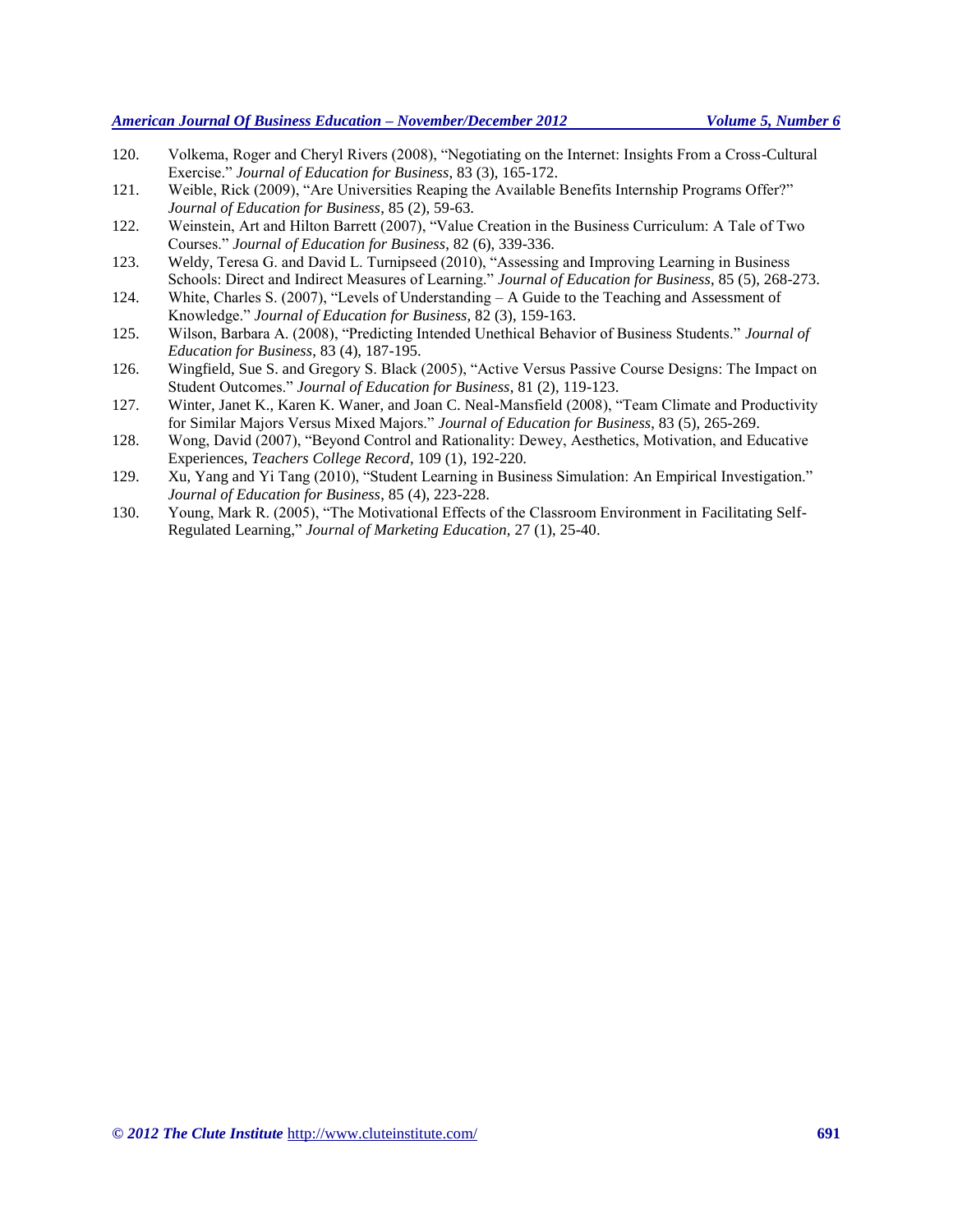120. Volkema, Roger and Cheryl Rivers (2008), "Negotiating on the Internet: Insights From a Cross-Cultural Exercise." *Journal of Education for Business*, 83 (3), 165-172.
121. Weible, Rick (2009), "Are Universities Reaping the Available Benefits Internship Programs Offer?" *Journal of Education for Business*, 85 (2), 59-63.
122. Weinstein, Art and Hilton Barrett (2007), "Value Creation in the Business Curriculum: A Tale of Two Courses." *Journal of Education for Business*, 82 (6), 339-336.
123. Weldy, Teresa G. and David L. Turnipseed (2010), "Assessing and Improving Learning in Business Schools: Direct and Indirect Measures of Learning." *Journal of Education for Business*, 85 (5), 268-273.
124. White, Charles S. (2007), "Levels of Understanding – A Guide to the Teaching and Assessment of Knowledge." *Journal of Education for Business*, 82 (3), 159-163.
125. Wilson, Barbara A. (2008), "Predicting Intended Unethical Behavior of Business Students." *Journal of Education for Business*, 83 (4), 187-195.
126. Wingfield, Sue S. and Gregory S. Black (2005), "Active Versus Passive Course Designs: The Impact on Student Outcomes." *Journal of Education for Business*, 81 (2), 119-123.
127. Winter, Janet K., Karen K. Waner, and Joan C. Neal-Mansfield (2008), "Team Climate and Productivity for Similar Majors Versus Mixed Majors." *Journal of Education for Business*, 83 (5), 265-269.
128. Wong, David (2007), "Beyond Control and Rationality: Dewey, Aesthetics, Motivation, and Educative Experiences, *Teachers College Record*, 109 (1), 192-220.
129. Xu, Yang and Yi Tang (2010), "Student Learning in Business Simulation: An Empirical Investigation." *Journal of Education for Business*, 85 (4), 223-228.
130. Young, Mark R. (2005), "The Motivational Effects of the Classroom Environment in Facilitating Self-Regulated Learning," *Journal of Marketing Education,* 27 (1), 25-40.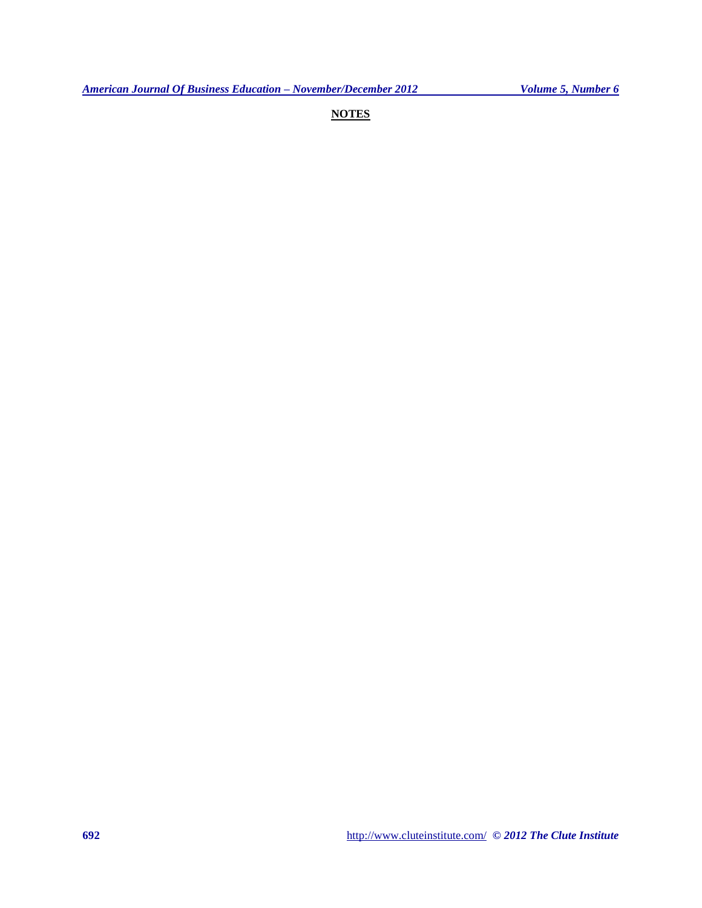**NOTES**